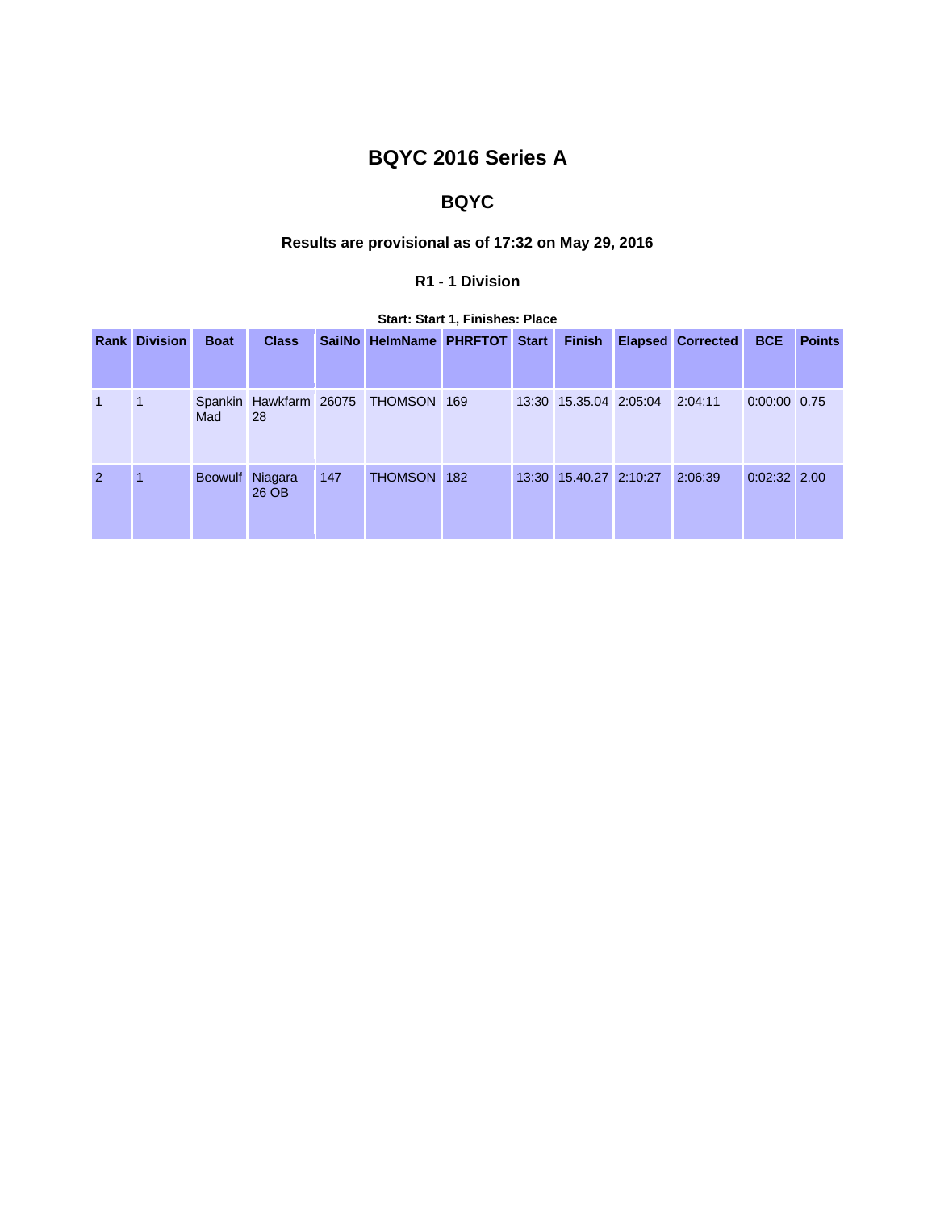# BQYC 2016 Series A

## BQYC

### Results are provisional as of 17:32 on May 29, 2016

#### R1 - 1 Division

**Start: Start 1, Finishes: Place**

| Rank | Division | Boat | Class | SailNo | HelmName | PHRFTOT | Start | Finish | Elapsed | Corrected | BCE | Points |
|---|---|---|---|---|---|---|---|---|---|---|---|---|
| 1 | 1 | Spankin Mad | Hawkfarm 28 | 26075 | THOMSON | 169 | 13:30 | 15.35.04 | 2:05:04 | 2:04:11 | 0:00:00 | 0.75 |
| 2 | 1 | Beowulf | Niagara 26 OB | 147 | THOMSON | 182 | 13:30 | 15.40.27 | 2:10:27 | 2:06:39 | 0:02:32 | 2.00 |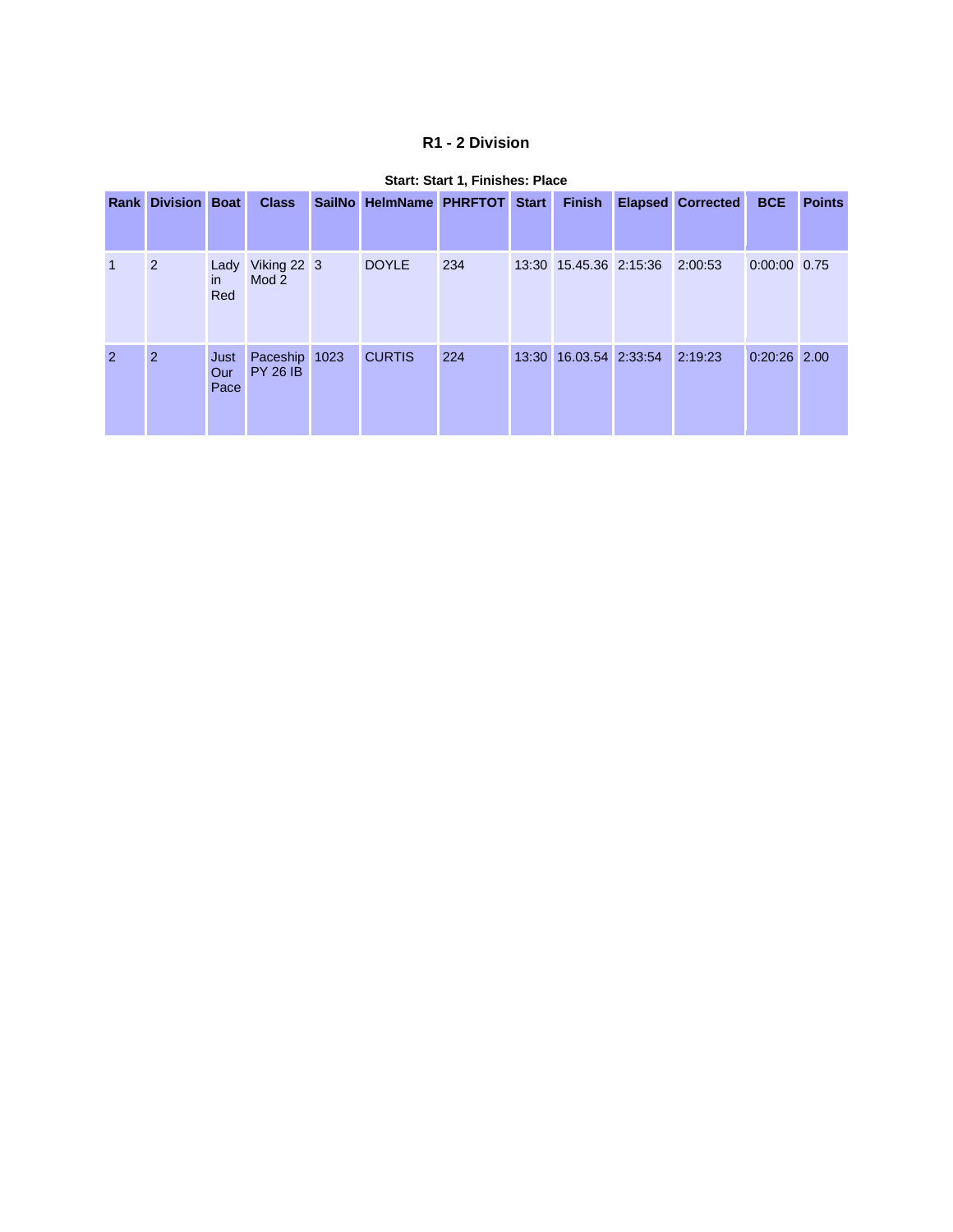## R1 - 2 Division

**Start: Start 1, Finishes: Place**

| Rank | Division | Boat | Class | SailNo | HelmName | PHRFTOT | Start | Finish | Elapsed | Corrected | BCE | Points |
|---|---|---|---|---|---|---|---|---|---|---|---|---|
| 1 | 2 | Lady in Red | Viking 22 Mod 2 | 3 | DOYLE | 234 | 13:30 | 15.45.36 | 2:15:36 | 2:00:53 | 0:00:00 | 0.75 |
| 2 | 2 | Just Our Pace | Paceship PY 26 IB | 1023 | CURTIS | 224 | 13:30 | 16.03.54 | 2:33:54 | 2:19:23 | 0:20:26 | 2.00 |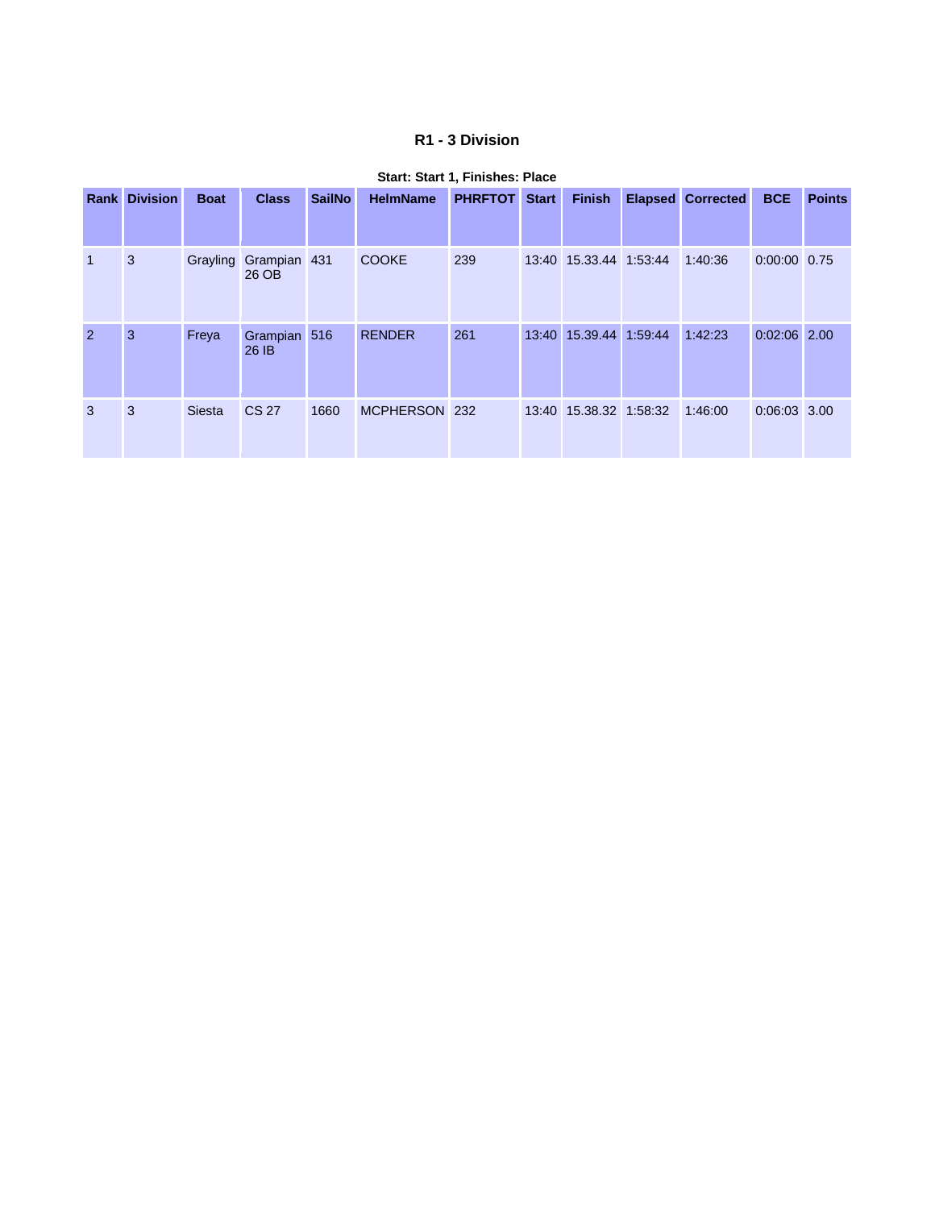# R1 - 3 Division

**Start: Start 1, Finishes: Place**

| Rank | Division | Boat | Class | SailNo | HelmName | PHRFTOT | Start | Finish | Elapsed | Corrected | BCE | Points |
|---|---|---|---|---|---|---|---|---|---|---|---|---|
| 1 | 3 | Grayling | Grampian 26 OB | 431 | COOKE | 239 | 13:40 | 15.33.44 | 1:53:44 | 1:40:36 | 0:00:00 | 0.75 |
| 2 | 3 | Freya | Grampian 26 IB | 516 | RENDER | 261 | 13:40 | 15.39.44 | 1:59:44 | 1:42:23 | 0:02:06 | 2.00 |
| 3 | 3 | Siesta | CS 27 | 1660 | MCPHERSON | 232 | 13:40 | 15.38.32 | 1:58:32 | 1:46:00 | 0:06:03 | 3.00 |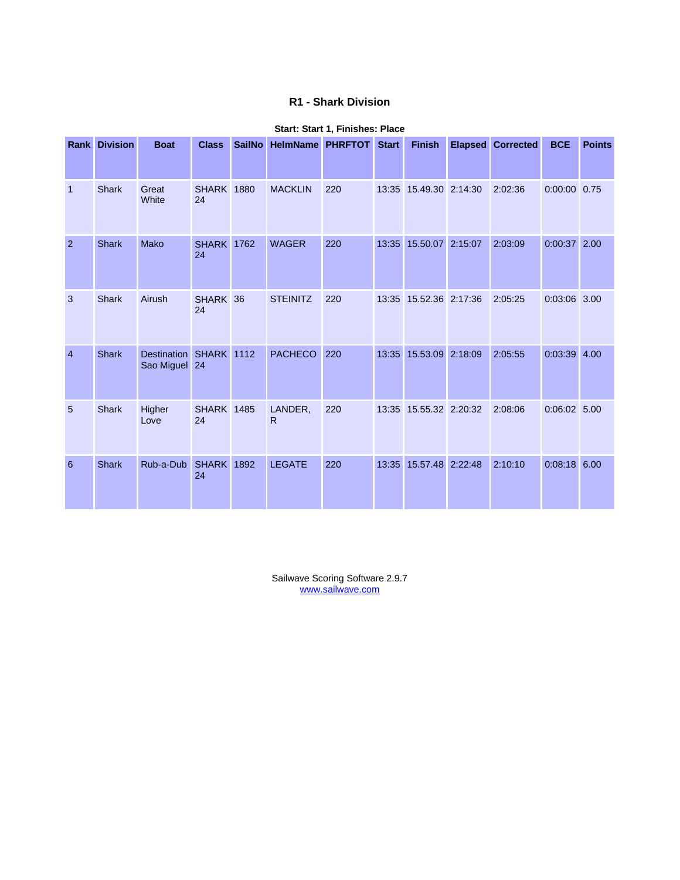### R1 - Shark Division

**Start: Start 1, Finishes: Place**

| Rank | Division | Boat | Class | SailNo | HelmName | PHRFTOT | Start | Finish | Elapsed | Corrected | BCE | Points |
|---|---|---|---|---|---|---|---|---|---|---|---|---|
| 1 | Shark | Great White | SHARK 24 | 1880 | MACKLIN | 220 | 13:35 | 15.49.30 | 2:14:30 | 2:02:36 | 0:00:00 | 0.75 |
| 2 | Shark | Mako | SHARK 24 | 1762 | WAGER | 220 | 13:35 | 15.50.07 | 2:15:07 | 2:03:09 | 0:00:37 | 2.00 |
| 3 | Shark | Airush | SHARK 24 | 36 | STEINITZ | 220 | 13:35 | 15.52.36 | 2:17:36 | 2:05:25 | 0:03:06 | 3.00 |
| 4 | Shark | Destination Sao Miguel | SHARK 24 | 1112 | PACHECO | 220 | 13:35 | 15.53.09 | 2:18:09 | 2:05:55 | 0:03:39 | 4.00 |
| 5 | Shark | Higher Love | SHARK 24 | 1485 | LANDER, R | 220 | 13:35 | 15.55.32 | 2:20:32 | 2:08:06 | 0:06:02 | 5.00 |
| 6 | Shark | Rub-a-Dub | SHARK 24 | 1892 | LEGATE | 220 | 13:35 | 15.57.48 | 2:22:48 | 2:10:10 | 0:08:18 | 6.00 |

Sailwave Scoring Software 2.9.7
www.sailwave.com